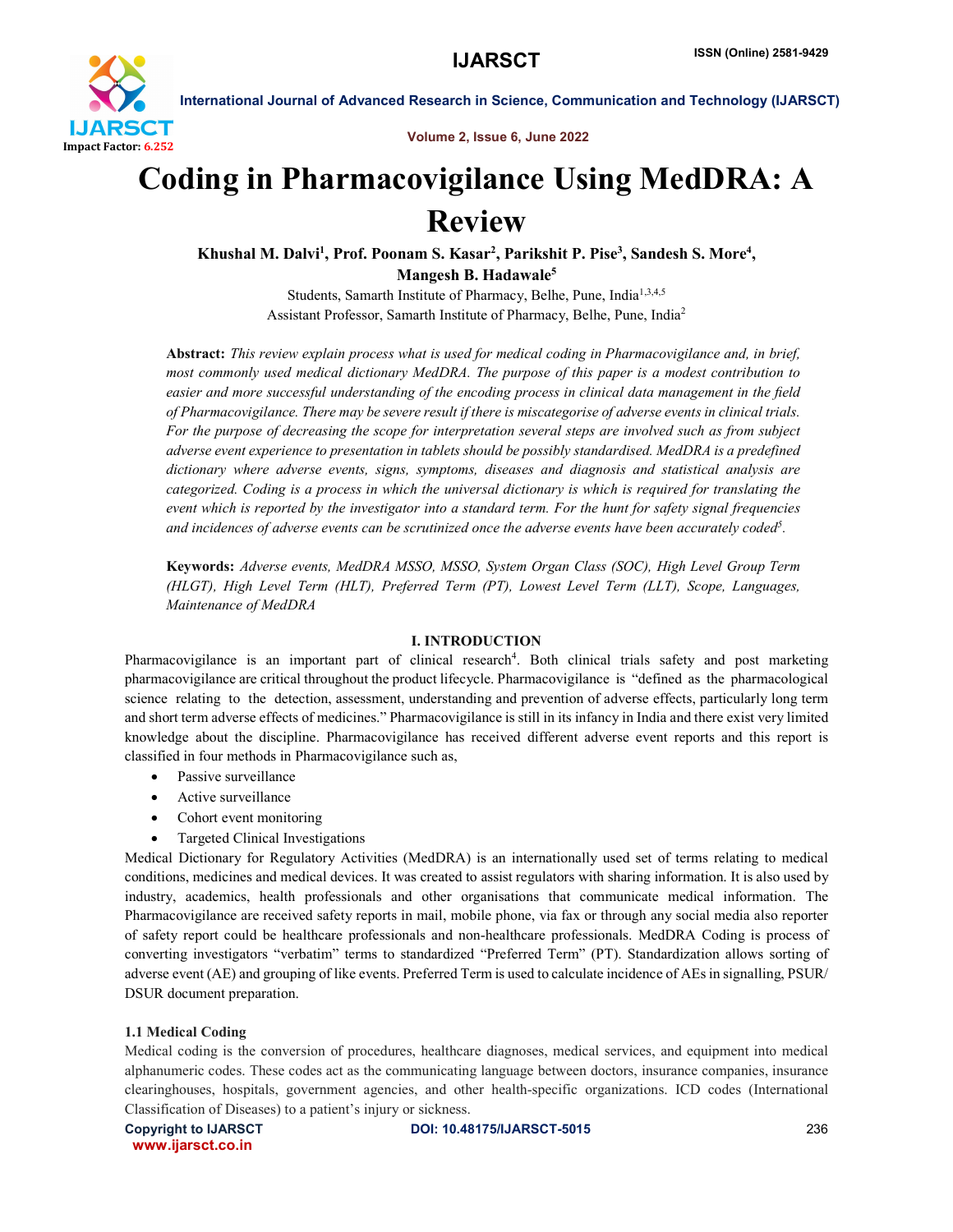# Coding in Pharmacovigilance Using MedDRA: A Review

**Khushal M. Dalvi[1], Prof. Poonam S. Kasar[2], Parikshit P. Pise[3], Sandesh S. More[4], Mangesh B. Hadawale[5]**

Students, Samarth Institute of Pharmacy, Belhe, Pune, India[1,3,4,5]

Assistant Professor, Samarth Institute of Pharmacy, Belhe, Pune, India[2]

**Abstract:** *This review explain process what is used for medical coding in Pharmacovigilance and, in brief, most commonly used medical dictionary MedDRA. The purpose of this paper is a modest contribution to easier and more successful understanding of the encoding process in clinical data management in the field of Pharmacovigilance. There may be severe result if there is miscategorise of adverse events in clinical trials. For the purpose of decreasing the scope for interpretation several steps are involved such as from subject adverse event experience to presentation in tablets should be possibly standardised. MedDRA is a predefined dictionary where adverse events, signs, symptoms, diseases and diagnosis and statistical analysis are categorized. Coding is a process in which the universal dictionary is which is required for translating the event which is reported by the investigator into a standard term. For the hunt for safety signal frequencies and incidences of adverse events can be scrutinized once the adverse events have been accurately coded[5].*

**Keywords:** *Adverse events, MedDRA MSSO, MSSO, System Organ Class (SOC), High Level Group Term (HLGT), High Level Term (HLT), Preferred Term (PT), Lowest Level Term (LLT), Scope, Languages, Maintenance of MedDRA*

## I. INTRODUCTION

Pharmacovigilance is an important part of clinical research[4]. Both clinical trials safety and post marketing pharmacovigilance are critical throughout the product lifecycle. Pharmacovigilance is "defined as the pharmacological science relating to the detection, assessment, understanding and prevention of adverse effects, particularly long term and short term adverse effects of medicines." Pharmacovigilance is still in its infancy in India and there exist very limited knowledge about the discipline. Pharmacovigilance has received different adverse event reports and this report is classified in four methods in Pharmacovigilance such as,

- Passive surveillance
- Active surveillance
- Cohort event monitoring
- Targeted Clinical Investigations

Medical Dictionary for Regulatory Activities (MedDRA) is an internationally used set of terms relating to medical conditions, medicines and medical devices. It was created to assist regulators with sharing information. It is also used by industry, academics, health professionals and other organisations that communicate medical information. The Pharmacovigilance are received safety reports in mail, mobile phone, via fax or through any social media also reporter of safety report could be healthcare professionals and non-healthcare professionals. MedDRA Coding is process of converting investigators "verbatim" terms to standardized "Preferred Term" (PT). Standardization allows sorting of adverse event (AE) and grouping of like events. Preferred Term is used to calculate incidence of AEs in signalling, PSUR/ DSUR document preparation.

### 1.1 Medical Coding

Medical coding is the conversion of procedures, healthcare diagnoses, medical services, and equipment into medical alphanumeric codes. These codes act as the communicating language between doctors, insurance companies, insurance clearinghouses, hospitals, government agencies, and other health-specific organizations. ICD codes (International Classification of Diseases) to a patient's injury or sickness.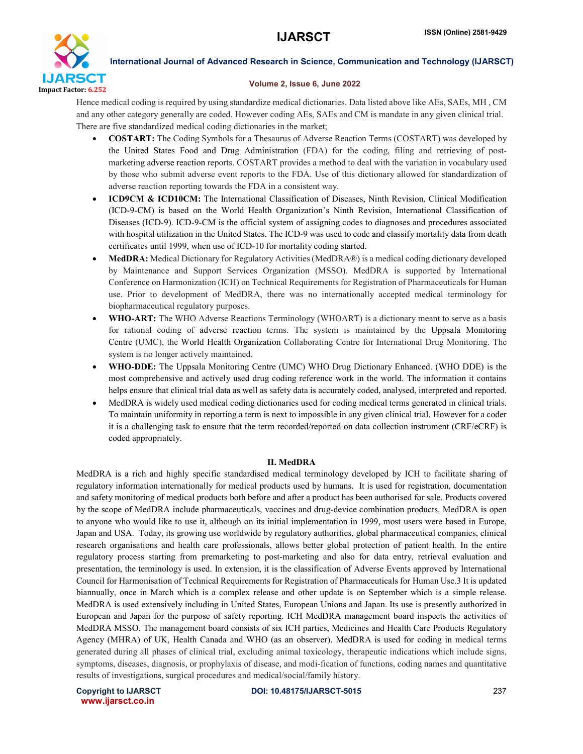Hence medical coding is required by using standardize medical dictionaries. Data listed above like AEs, SAEs, MH , CM and any other category generally are coded. However coding AEs, SAEs and CM is mandate in any given clinical trial. There are five standardized medical coding dictionaries in the market;

- **COSTART:** The Coding Symbols for a Thesaurus of Adverse Reaction Terms (COSTART) was developed by the United States Food and Drug Administration (FDA) for the coding, filing and retrieving of post-marketing adverse reaction reports. COSTART provides a method to deal with the variation in vocabulary used by those who submit adverse event reports to the FDA. Use of this dictionary allowed for standardization of adverse reaction reporting towards the FDA in a consistent way.
- **ICD9CM & ICD10CM:** The International Classification of Diseases, Ninth Revision, Clinical Modification (ICD-9-CM) is based on the World Health Organization's Ninth Revision, International Classification of Diseases (ICD-9). ICD-9-CM is the official system of assigning codes to diagnoses and procedures associated with hospital utilization in the United States. The ICD-9 was used to code and classify mortality data from death certificates until 1999, when use of ICD-10 for mortality coding started.
- **MedDRA:** Medical Dictionary for Regulatory Activities (MedDRA®) is a medical coding dictionary developed by Maintenance and Support Services Organization (MSSO). MedDRA is supported by International Conference on Harmonization (ICH) on Technical Requirements for Registration of Pharmaceuticals for Human use. Prior to development of MedDRA, there was no internationally accepted medical terminology for biopharmaceutical regulatory purposes.
- **WHO-ART:** The WHO Adverse Reactions Terminology (WHOART) is a dictionary meant to serve as a basis for rational coding of adverse reaction terms. The system is maintained by the Uppsala Monitoring Centre (UMC), the World Health Organization Collaborating Centre for International Drug Monitoring. The system is no longer actively maintained.
- **WHO-DDE:** The Uppsala Monitoring Centre (UMC) WHO Drug Dictionary Enhanced. (WHO DDE) is the most comprehensive and actively used drug coding reference work in the world. The information it contains helps ensure that clinical trial data as well as safety data is accurately coded, analysed, interpreted and reported.
- MedDRA is widely used medical coding dictionaries used for coding medical terms generated in clinical trials. To maintain uniformity in reporting a term is next to impossible in any given clinical trial. However for a coder it is a challenging task to ensure that the term recorded/reported on data collection instrument (CRF/eCRF) is coded appropriately.

## II. MedDRA

MedDRA is a rich and highly specific standardised medical terminology developed by ICH to facilitate sharing of regulatory information internationally for medical products used by humans. It is used for registration, documentation and safety monitoring of medical products both before and after a product has been authorised for sale. Products covered by the scope of MedDRA include pharmaceuticals, vaccines and drug-device combination products. MedDRA is open to anyone who would like to use it, although on its initial implementation in 1999, most users were based in Europe, Japan and USA. Today, its growing use worldwide by regulatory authorities, global pharmaceutical companies, clinical research organisations and health care professionals, allows better global protection of patient health. In the entire regulatory process starting from premarketing to post-marketing and also for data entry, retrieval evaluation and presentation, the terminology is used. In extension, it is the classification of Adverse Events approved by International Council for Harmonisation of Technical Requirements for Registration of Pharmaceuticals for Human Use.3 It is updated biannually, once in March which is a complex release and other update is on September which is a simple release. MedDRA is used extensively including in United States, European Unions and Japan. Its use is presently authorized in European and Japan for the purpose of safety reporting. ICH MedDRA management board inspects the activities of MedDRA MSSO. The management board consists of six ICH parties, Medicines and Health Care Products Regulatory Agency (MHRA) of UK, Health Canada and WHO (as an observer). MedDRA is used for coding in medical terms generated during all phases of clinical trial, excluding animal toxicology, therapeutic indications which include signs, symptoms, diseases, diagnosis, or prophylaxis of disease, and modi-fication of functions, coding names and quantitative results of investigations, surgical procedures and medical/social/family history.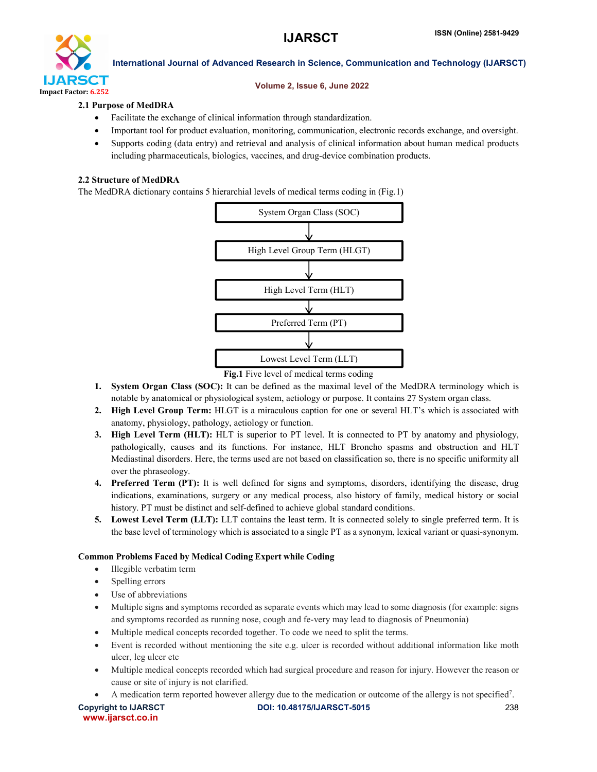### 2.1 Purpose of MedDRA

- Facilitate the exchange of clinical information through standardization.
- Important tool for product evaluation, monitoring, communication, electronic records exchange, and oversight.
- Supports coding (data entry) and retrieval and analysis of clinical information about human medical products including pharmaceuticals, biologics, vaccines, and drug-device combination products.

### 2.2 Structure of MedDRA

The MedDRA dictionary contains 5 hierarchial levels of medical terms coding in (Fig.1)

System Organ Class (SOC)
High Level Group Term (HLGT)
High Level Term (HLT)
Preferred Term (PT)
Lowest Level Term (LLT)

**Fig.1** Five level of medical terms coding

1. **System Organ Class (SOC):** It can be defined as the maximal level of the MedDRA terminology which is notable by anatomical or physiological system, aetiology or purpose. It contains 27 System organ class.
2. **High Level Group Term:** HLGT is a miraculous caption for one or several HLT's which is associated with anatomy, physiology, pathology, aetiology or function.
3. **High Level Term (HLT):** HLT is superior to PT level. It is connected to PT by anatomy and physiology, pathologically, causes and its functions. For instance, HLT Broncho spasms and obstruction and HLT Mediastinal disorders. Here, the terms used are not based on classification so, there is no specific uniformity all over the phraseology.
4. **Preferred Term (PT):** It is well defined for signs and symptoms, disorders, identifying the disease, drug indications, examinations, surgery or any medical process, also history of family, medical history or social history. PT must be distinct and self-defined to achieve global standard conditions.
5. **Lowest Level Term (LLT):** LLT contains the least term. It is connected solely to single preferred term. It is the base level of terminology which is associated to a single PT as a synonym, lexical variant or quasi-synonym.

### Common Problems Faced by Medical Coding Expert while Coding

- Illegible verbatim term
- Spelling errors
- Use of abbreviations
- Multiple signs and symptoms recorded as separate events which may lead to some diagnosis (for example: signs and symptoms recorded as running nose, cough and fe-very may lead to diagnosis of Pneumonia)
- Multiple medical concepts recorded together. To code we need to split the terms.
- Event is recorded without mentioning the site e.g. ulcer is recorded without additional information like moth ulcer, leg ulcer etc
- Multiple medical concepts recorded which had surgical procedure and reason for injury. However the reason or cause or site of injury is not clarified.
- A medication term reported however allergy due to the medication or outcome of the allergy is not specified[7].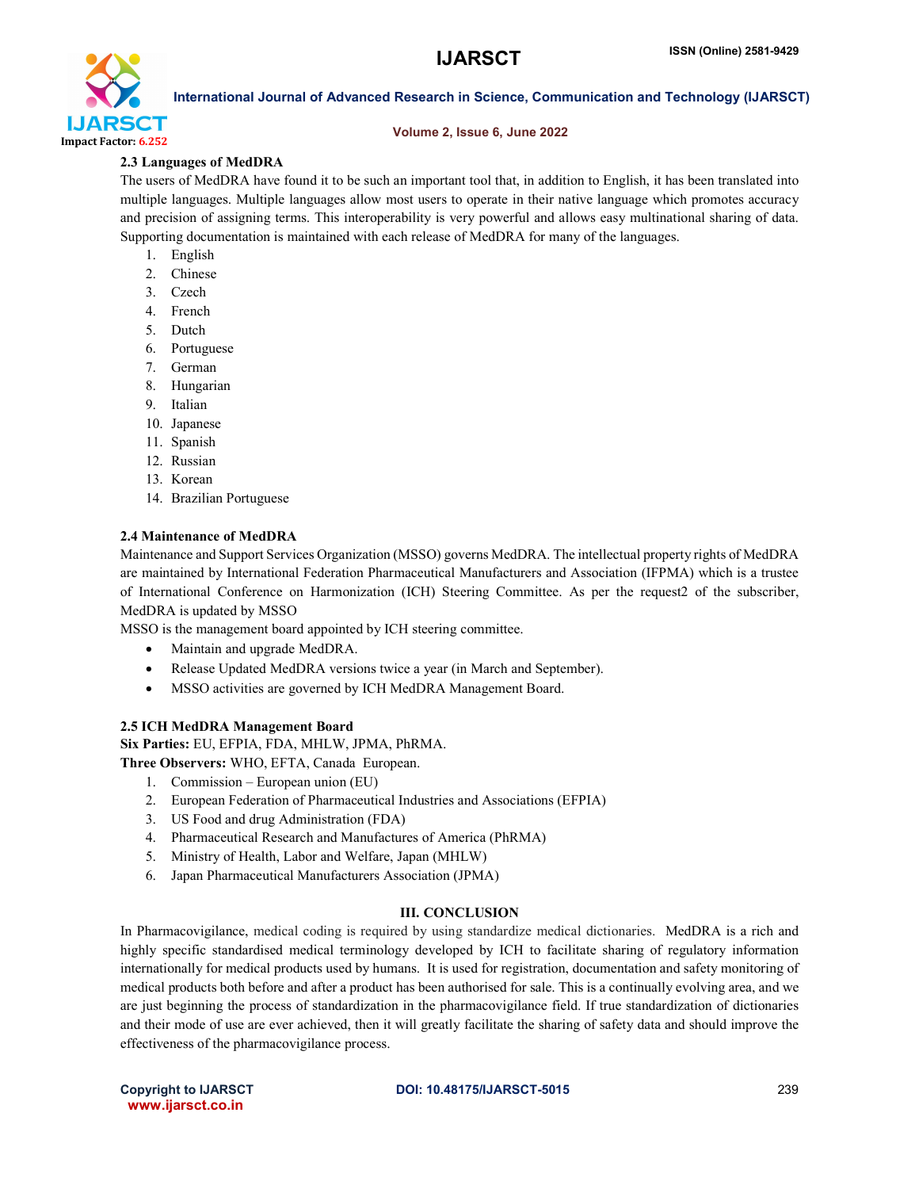### 2.3 Languages of MedDRA

The users of MedDRA have found it to be such an important tool that, in addition to English, it has been translated into multiple languages. Multiple languages allow most users to operate in their native language which promotes accuracy and precision of assigning terms. This interoperability is very powerful and allows easy multinational sharing of data. Supporting documentation is maintained with each release of MedDRA for many of the languages.

1. English
2. Chinese
3. Czech
4. French
5. Dutch
6. Portuguese
7. German
8. Hungarian
9. Italian
10. Japanese
11. Spanish
12. Russian
13. Korean
14. Brazilian Portuguese

### 2.4 Maintenance of MedDRA

Maintenance and Support Services Organization (MSSO) governs MedDRA. The intellectual property rights of MedDRA are maintained by International Federation Pharmaceutical Manufacturers and Association (IFPMA) which is a trustee of International Conference on Harmonization (ICH) Steering Committee. As per the request2 of the subscriber, MedDRA is updated by MSSO

MSSO is the management board appointed by ICH steering committee.

- Maintain and upgrade MedDRA.
- Release Updated MedDRA versions twice a year (in March and September).
- MSSO activities are governed by ICH MedDRA Management Board.

### 2.5 ICH MedDRA Management Board

**Six Parties:** EU, EFPIA, FDA, MHLW, JPMA, PhRMA.

**Three Observers:** WHO, EFTA, Canada European.

1. Commission – European union (EU)
2. European Federation of Pharmaceutical Industries and Associations (EFPIA)
3. US Food and drug Administration (FDA)
4. Pharmaceutical Research and Manufactures of America (PhRMA)
5. Ministry of Health, Labor and Welfare, Japan (MHLW)
6. Japan Pharmaceutical Manufacturers Association (JPMA)

## III. CONCLUSION

In Pharmacovigilance, medical coding is required by using standardize medical dictionaries. MedDRA is a rich and highly specific standardised medical terminology developed by ICH to facilitate sharing of regulatory information internationally for medical products used by humans. It is used for registration, documentation and safety monitoring of medical products both before and after a product has been authorised for sale. This is a continually evolving area, and we are just beginning the process of standardization in the pharmacovigilance field. If true standardization of dictionaries and their mode of use are ever achieved, then it will greatly facilitate the sharing of safety data and should improve the effectiveness of the pharmacovigilance process.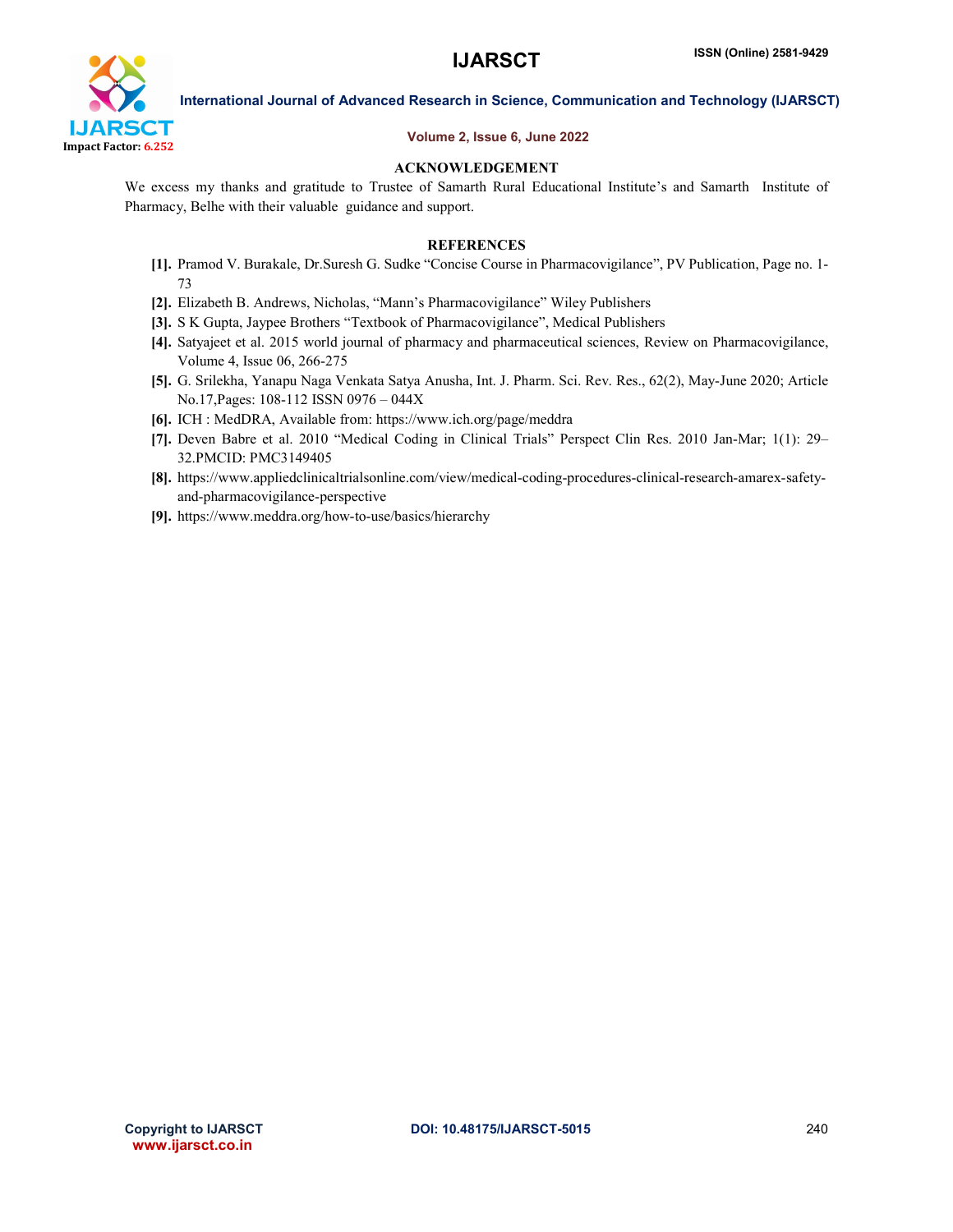## ACKNOWLEDGEMENT

We excess my thanks and gratitude to Trustee of Samarth Rural Educational Institute's and Samarth Institute of Pharmacy, Belhe with their valuable guidance and support.

## REFERENCES

- **[1].** Pramod V. Burakale, Dr.Suresh G. Sudke "Concise Course in Pharmacovigilance", PV Publication, Page no. 1-73
- **[2].** Elizabeth B. Andrews, Nicholas, "Mann's Pharmacovigilance" Wiley Publishers
- **[3].** S K Gupta, Jaypee Brothers "Textbook of Pharmacovigilance", Medical Publishers
- **[4].** Satyajeet et al. 2015 world journal of pharmacy and pharmaceutical sciences, Review on Pharmacovigilance, Volume 4, Issue 06, 266-275
- **[5].** G. Srilekha, Yanapu Naga Venkata Satya Anusha, Int. J. Pharm. Sci. Rev. Res., 62(2), May-June 2020; Article No.17,Pages: 108-112 ISSN 0976 – 044X
- **[6].** ICH : MedDRA, Available from: https://www.ich.org/page/meddra
- **[7].** Deven Babre et al. 2010 "Medical Coding in Clinical Trials" Perspect Clin Res. 2010 Jan-Mar; 1(1): 29–32.PMCID: PMC3149405
- **[8].** https://www.appliedclinicaltrialsonline.com/view/medical-coding-procedures-clinical-research-amarex-safety-and-pharmacovigilance-perspective
- **[9].** https://www.meddra.org/how-to-use/basics/hierarchy